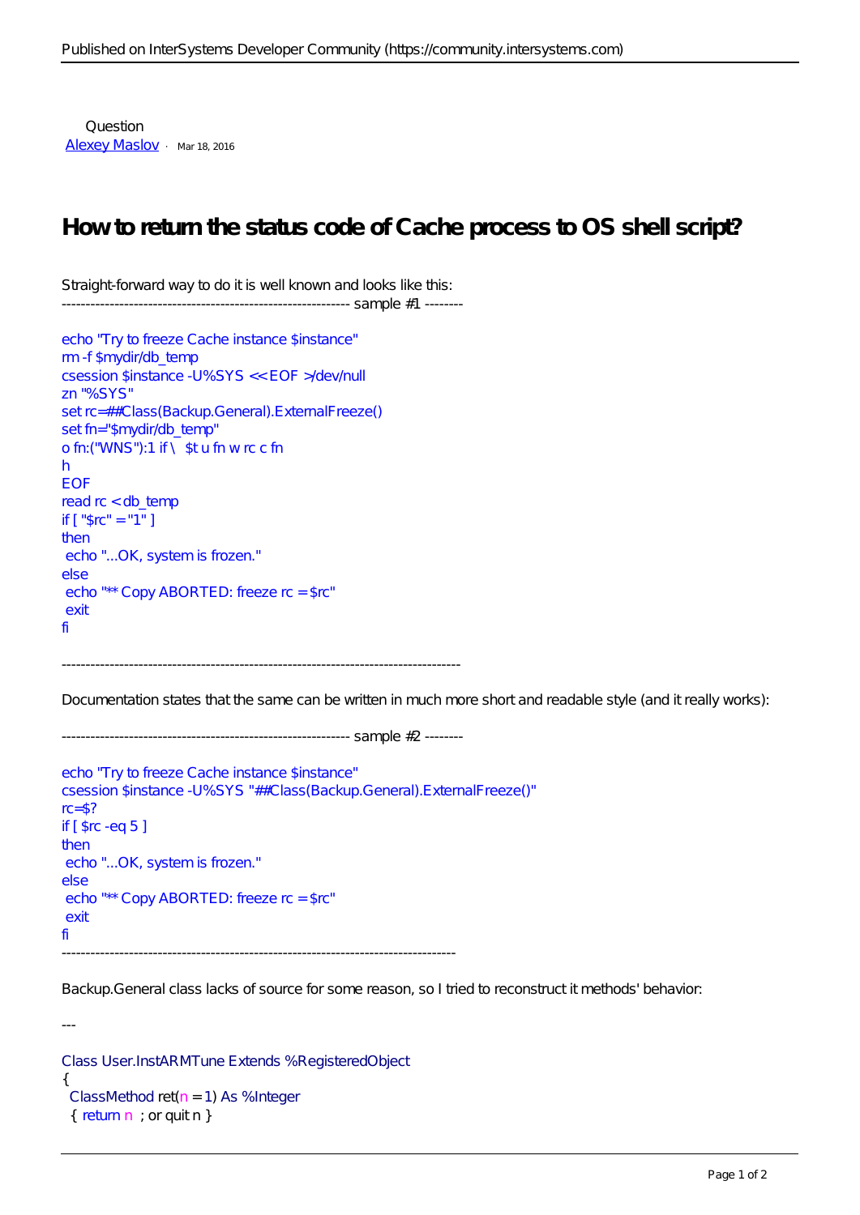Question
[Alexey Maslov](#) · Mar 18, 2016

# How to return the status code of Cache process to OS shell script?

Straight-forward way to do it is well known and looks like this:
------------------------------------------------------------ sample #1 --------

```
echo "Try to freeze Cache instance $instance"
rm -f $mydir/db_temp
csession $instance -U%SYS << EOF >/dev/null
zn "%SYS"
set rc=##Class(Backup.General).ExternalFreeze()
set fn="$mydir/db_temp"
o fn:("WNS"):1 if \  $t u fn w rc c fn
h
EOF
read rc < db_temp
if [ "$rc" = "1" ]
then
 echo "...OK, system is frozen."
else
 echo "** Copy ABORTED: freeze rc = $rc"
 exit
fi
```

----------------------------------------------------------------------------------

Documentation states that the same can be written in much more short and readable style (and it really works):

------------------------------------------------------------ sample #2 --------

```
echo "Try to freeze Cache instance $instance"
csession $instance -U%SYS "##Class(Backup.General).ExternalFreeze()"
rc=$?
if [ $rc -eq 5 ]
then
 echo "...OK, system is frozen."
else
 echo "** Copy ABORTED: freeze rc = $rc"
 exit
fi
```

----------------------------------------------------------------------------------

Backup.General class lacks of source for some reason, so I tried to reconstruct it methods' behavior:

---

```
Class User.InstARMTune Extends %RegisteredObject
{
 ClassMethod ret(n = 1) As %Integer
 { return n  ; or quit n }
```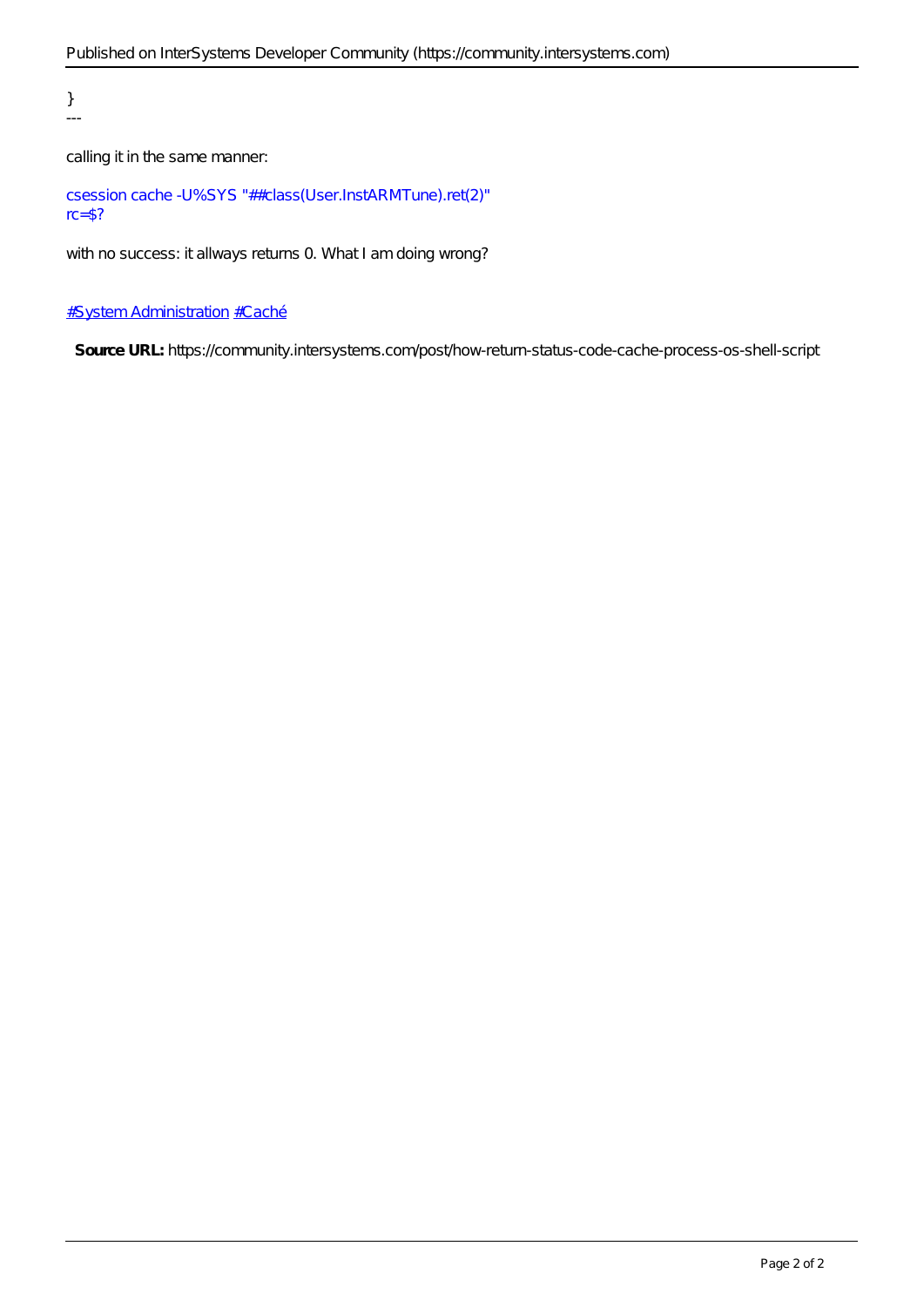}
---

calling it in the same manner:

```
csession cache -U%SYS "##class(User.InstARMTune).ret(2)"
rc=$?
```

with no success: it allways returns 0. What I am doing wrong?

#System Administration #Caché

**Source URL:** https://community.intersystems.com/post/how-return-status-code-cache-process-os-shell-script